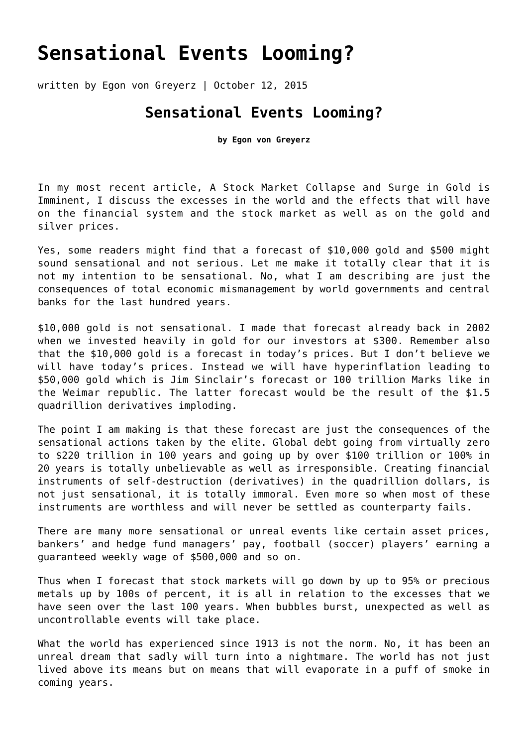# Sensational Events Looming?

written by Egon von Greyerz | October 12, 2015

## Sensational Events Looming?

**by Egon von Greyerz**

In my most recent article, A Stock Market Collapse and Surge in Gold is Imminent, I discuss the excesses in the world and the effects that will have on the financial system and the stock market as well as on the gold and silver prices.

Yes, some readers might find that a forecast of $10,000 gold and $500 might sound sensational and not serious. Let me make it totally clear that it is not my intention to be sensational. No, what I am describing are just the consequences of total economic mismanagement by world governments and central banks for the last hundred years.

$10,000 gold is not sensational. I made that forecast already back in 2002 when we invested heavily in gold for our investors at $300. Remember also that the $10,000 gold is a forecast in today's prices. But I don't believe we will have today's prices. Instead we will have hyperinflation leading to $50,000 gold which is Jim Sinclair's forecast or 100 trillion Marks like in the Weimar republic. The latter forecast would be the result of the $1.5 quadrillion derivatives imploding.

The point I am making is that these forecast are just the consequences of the sensational actions taken by the elite. Global debt going from virtually zero to $220 trillion in 100 years and going up by over $100 trillion or 100% in 20 years is totally unbelievable as well as irresponsible. Creating financial instruments of self-destruction (derivatives) in the quadrillion dollars, is not just sensational, it is totally immoral. Even more so when most of these instruments are worthless and will never be settled as counterparty fails.

There are many more sensational or unreal events like certain asset prices, bankers' and hedge fund managers' pay, football (soccer) players' earning a guaranteed weekly wage of $500,000 and so on.

Thus when I forecast that stock markets will go down by up to 95% or precious metals up by 100s of percent, it is all in relation to the excesses that we have seen over the last 100 years. When bubbles burst, unexpected as well as uncontrollable events will take place.

What the world has experienced since 1913 is not the norm. No, it has been an unreal dream that sadly will turn into a nightmare. The world has not just lived above its means but on means that will evaporate in a puff of smoke in coming years.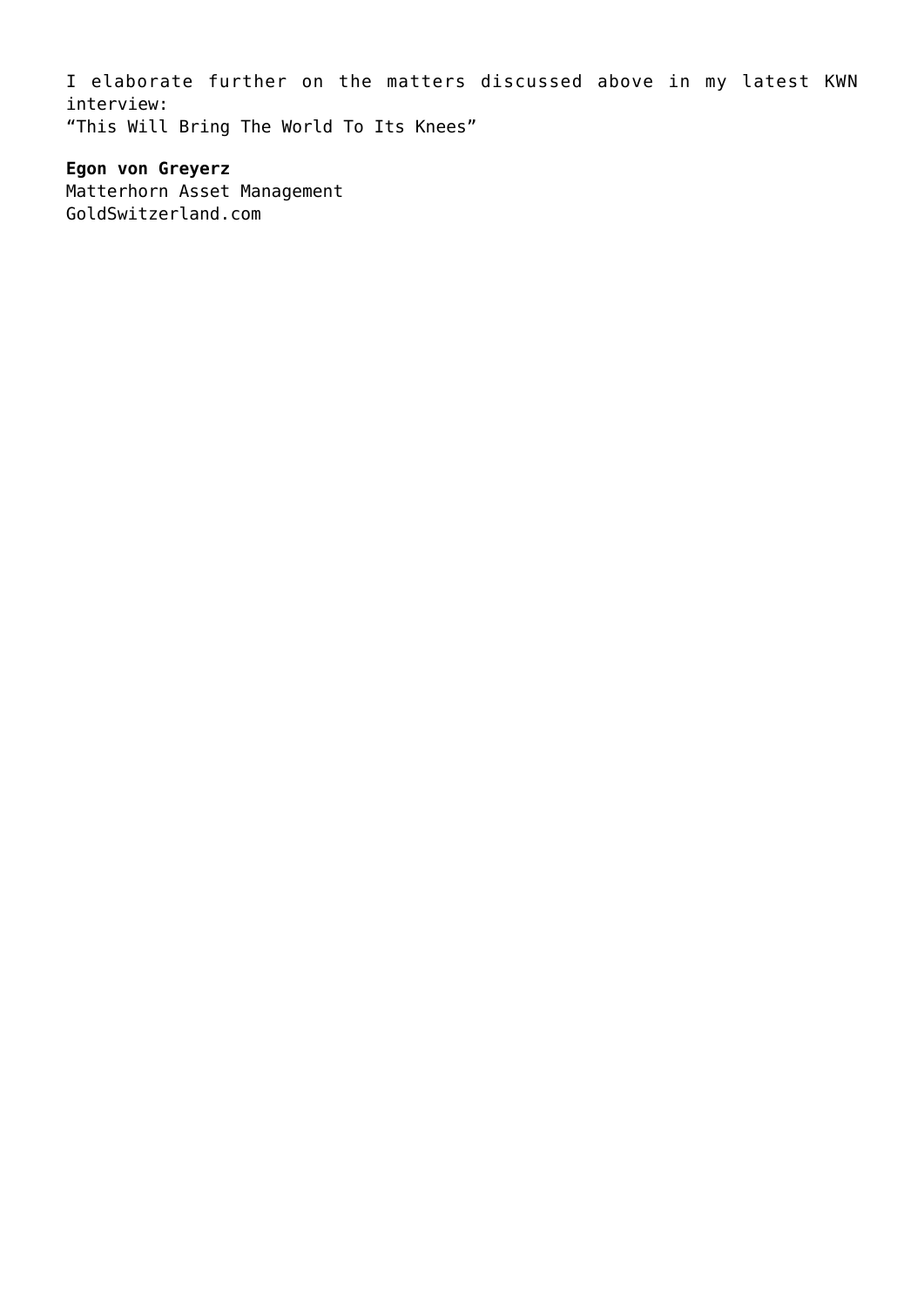I elaborate further on the matters discussed above in my latest KWN interview:
"This Will Bring The World To Its Knees"

**Egon von Greyerz**
Matterhorn Asset Management
GoldSwitzerland.com